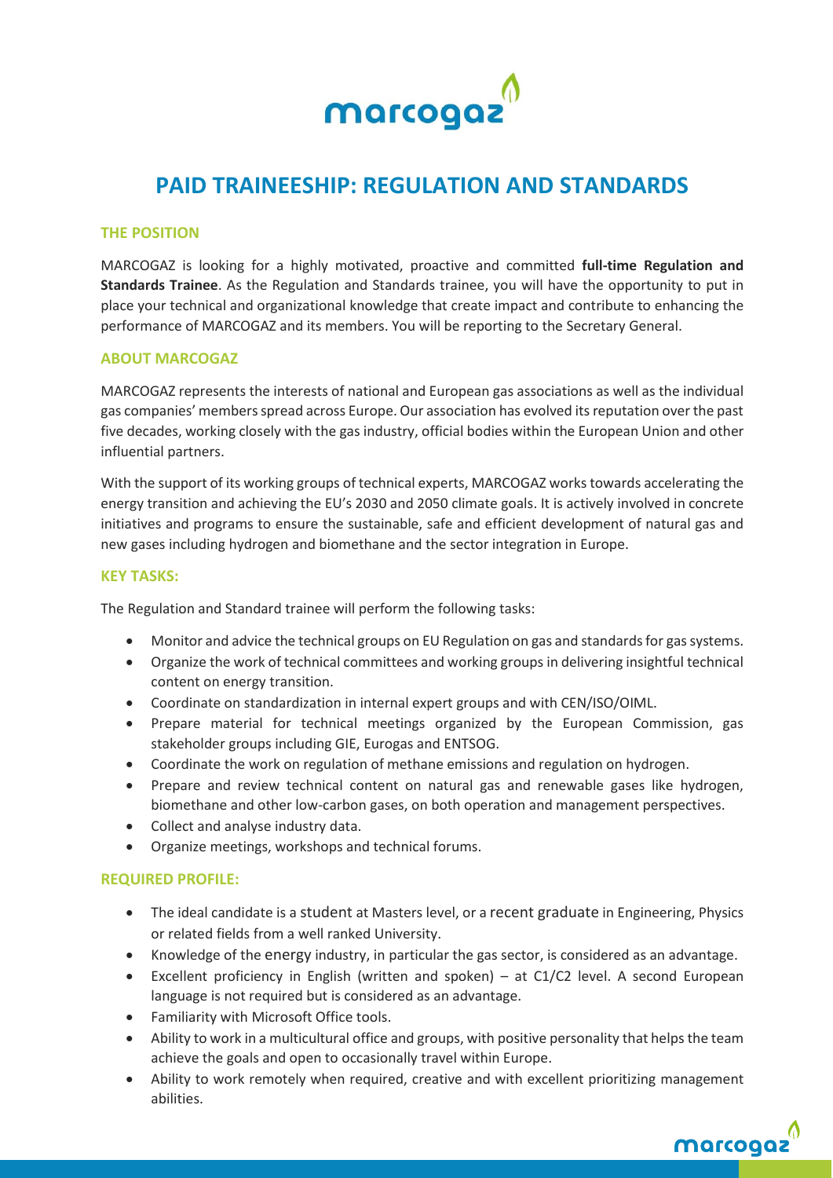# PAID TRAINEESHIP: REGULATION AND STANDARDS

## THE POSITION

MARCOGAZ is looking for a highly motivated, proactive and committed **full-time Regulation and Standards Trainee**. As the Regulation and Standards trainee, you will have the opportunity to put in place your technical and organizational knowledge that create impact and contribute to enhancing the performance of MARCOGAZ and its members. You will be reporting to the Secretary General.

## ABOUT MARCOGAZ

MARCOGAZ represents the interests of national and European gas associations as well as the individual gas companies' members spread across Europe. Our association has evolved its reputation over the past five decades, working closely with the gas industry, official bodies within the European Union and other influential partners.

With the support of its working groups of technical experts, MARCOGAZ works towards accelerating the energy transition and achieving the EU's 2030 and 2050 climate goals. It is actively involved in concrete initiatives and programs to ensure the sustainable, safe and efficient development of natural gas and new gases including hydrogen and biomethane and the sector integration in Europe.

## KEY TASKS:

The Regulation and Standard trainee will perform the following tasks:

- Monitor and advice the technical groups on EU Regulation on gas and standards for gas systems.
- Organize the work of technical committees and working groups in delivering insightful technical content on energy transition.
- Coordinate on standardization in internal expert groups and with CEN/ISO/OIML.
- Prepare material for technical meetings organized by the European Commission, gas stakeholder groups including GIE, Eurogas and ENTSOG.
- Coordinate the work on regulation of methane emissions and regulation on hydrogen.
- Prepare and review technical content on natural gas and renewable gases like hydrogen, biomethane and other low-carbon gases, on both operation and management perspectives.
- Collect and analyse industry data.
- Organize meetings, workshops and technical forums.

## REQUIRED PROFILE:

- The ideal candidate is a student at Masters level, or a recent graduate in Engineering, Physics or related fields from a well ranked University.
- Knowledge of the energy industry, in particular the gas sector, is considered as an advantage.
- Excellent proficiency in English (written and spoken) – at C1/C2 level. A second European language is not required but is considered as an advantage.
- Familiarity with Microsoft Office tools.
- Ability to work in a multicultural office and groups, with positive personality that helps the team achieve the goals and open to occasionally travel within Europe.
- Ability to work remotely when required, creative and with excellent prioritizing management abilities.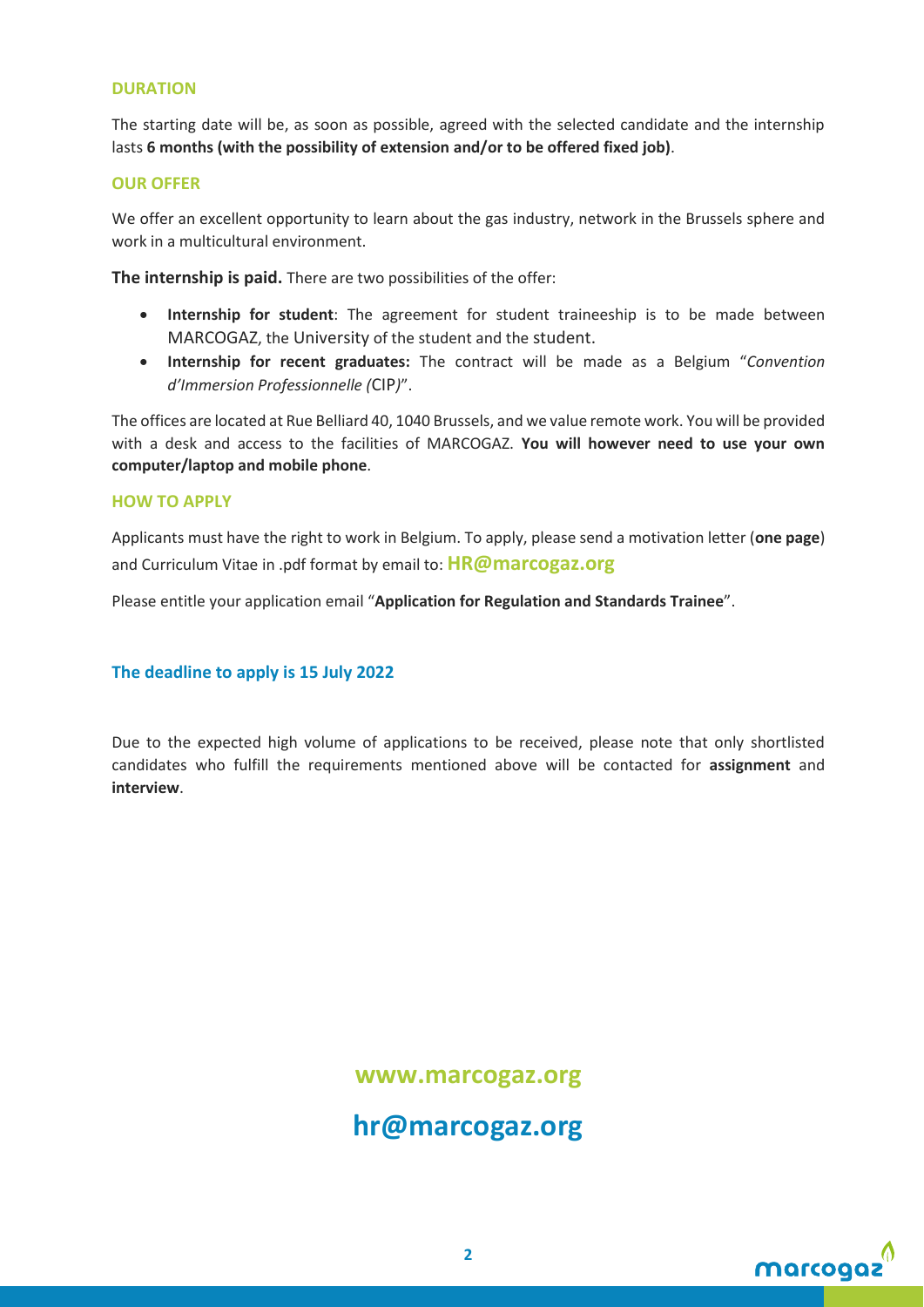## DURATION

The starting date will be, as soon as possible, agreed with the selected candidate and the internship lasts **6 months (with the possibility of extension and/or to be offered fixed job)**.

## OUR OFFER

We offer an excellent opportunity to learn about the gas industry, network in the Brussels sphere and work in a multicultural environment.

**The internship is paid.** There are two possibilities of the offer:

- **Internship for student**: The agreement for student traineeship is to be made between MARCOGAZ, the University of the student and the student.
- **Internship for recent graduates:** The contract will be made as a Belgium "*Convention d'Immersion Professionnelle (*CIP*)*".

The offices are located at Rue Belliard 40, 1040 Brussels, and we value remote work. You will be provided with a desk and access to the facilities of MARCOGAZ. **You will however need to use your own computer/laptop and mobile phone**.

## HOW TO APPLY

Applicants must have the right to work in Belgium. To apply, please send a motivation letter (**one page**) and Curriculum Vitae in .pdf format by email to: **HR@marcogaz.org**

Please entitle your application email "**Application for Regulation and Standards Trainee**".

**The deadline to apply is 15 July 2022**

Due to the expected high volume of applications to be received, please note that only shortlisted candidates who fulfill the requirements mentioned above will be contacted for **assignment** and **interview**.

**www.marcogaz.org**

**hr@marcogaz.org**